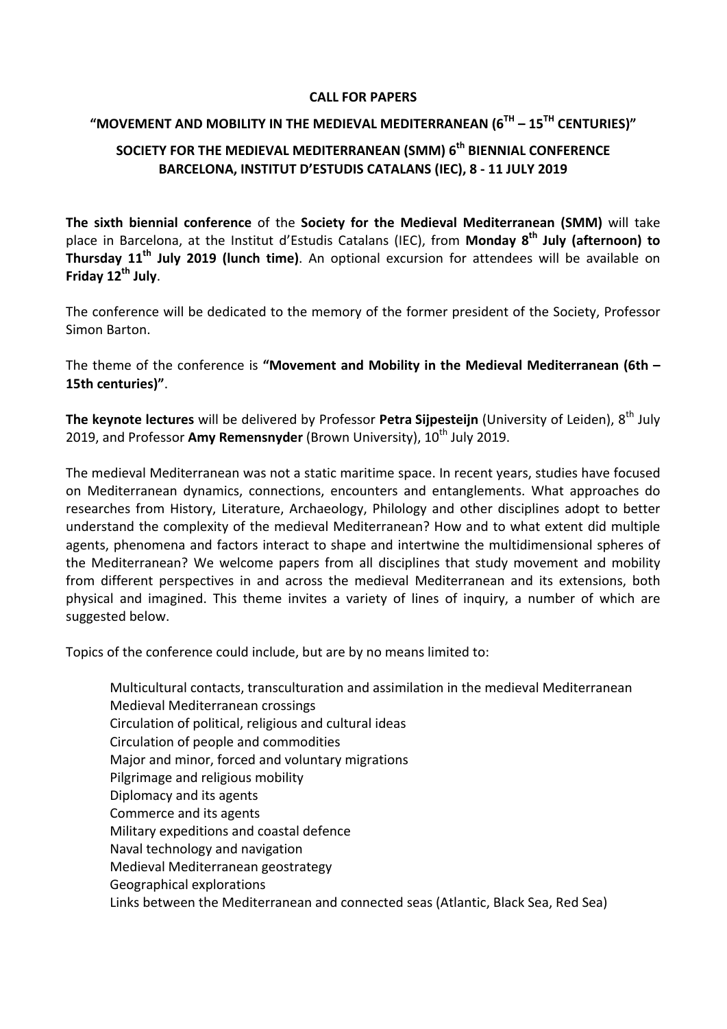**CALL FOR PAPERS**

# "MOVEMENT AND MOBILITY IN THE MEDIEVAL MEDITERRANEAN (6$^{TH}$ – 15$^{TH}$ CENTURIES)"

## SOCIETY FOR THE MEDIEVAL MEDITERRANEAN (SMM) 6$^{th}$ BIENNIAL CONFERENCE BARCELONA, INSTITUT D'ESTUDIS CATALANS (IEC), 8 - 11 JULY 2019

**The sixth biennial conference** of the **Society for the Medieval Mediterranean (SMM)** will take place in Barcelona, at the Institut d'Estudis Catalans (IEC), from **Monday 8$^{th}$ July (afternoon) to Thursday 11$^{th}$ July 2019 (lunch time)**. An optional excursion for attendees will be available on **Friday 12$^{th}$ July**.

The conference will be dedicated to the memory of the former president of the Society, Professor Simon Barton.

The theme of the conference is **"Movement and Mobility in the Medieval Mediterranean (6th – 15th centuries)"**.

**The keynote lectures** will be delivered by Professor **Petra Sijpesteijn** (University of Leiden), 8$^{th}$ July 2019, and Professor **Amy Remensnyder** (Brown University), 10$^{th}$ July 2019.

The medieval Mediterranean was not a static maritime space. In recent years, studies have focused on Mediterranean dynamics, connections, encounters and entanglements. What approaches do researches from History, Literature, Archaeology, Philology and other disciplines adopt to better understand the complexity of the medieval Mediterranean? How and to what extent did multiple agents, phenomena and factors interact to shape and intertwine the multidimensional spheres of the Mediterranean? We welcome papers from all disciplines that study movement and mobility from different perspectives in and across the medieval Mediterranean and its extensions, both physical and imagined. This theme invites a variety of lines of inquiry, a number of which are suggested below.

Topics of the conference could include, but are by no means limited to:

- Multicultural contacts, transculturation and assimilation in the medieval Mediterranean
- Medieval Mediterranean crossings
- Circulation of political, religious and cultural ideas
- Circulation of people and commodities
- Major and minor, forced and voluntary migrations
- Pilgrimage and religious mobility
- Diplomacy and its agents
- Commerce and its agents
- Military expeditions and coastal defence
- Naval technology and navigation
- Medieval Mediterranean geostrategy
- Geographical explorations
- Links between the Mediterranean and connected seas (Atlantic, Black Sea, Red Sea)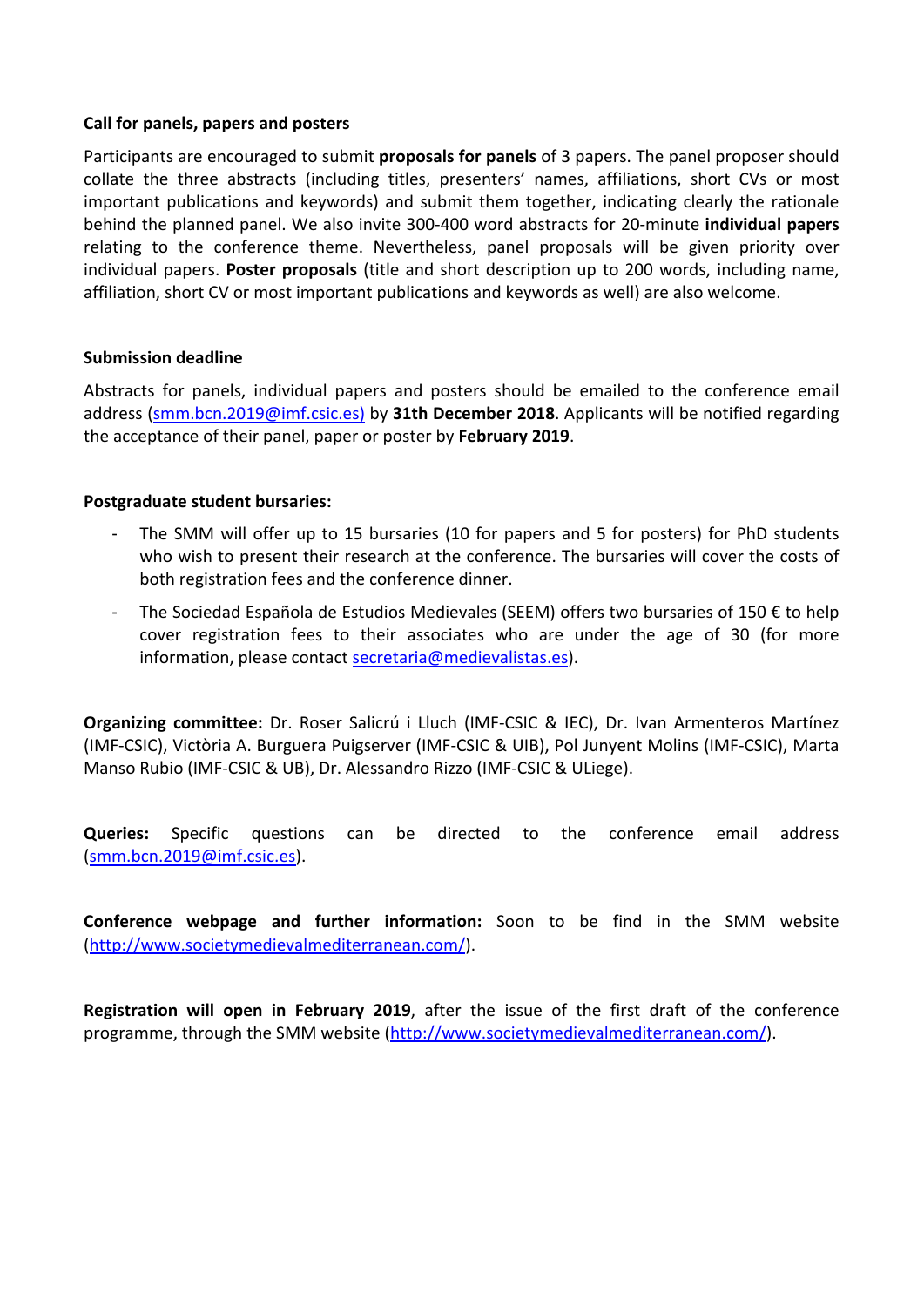**Call for panels, papers and posters**

Participants are encouraged to submit **proposals for panels** of 3 papers. The panel proposer should collate the three abstracts (including titles, presenters' names, affiliations, short CVs or most important publications and keywords) and submit them together, indicating clearly the rationale behind the planned panel. We also invite 300-400 word abstracts for 20-minute **individual papers** relating to the conference theme. Nevertheless, panel proposals will be given priority over individual papers. **Poster proposals** (title and short description up to 200 words, including name, affiliation, short CV or most important publications and keywords as well) are also welcome.

**Submission deadline**

Abstracts for panels, individual papers and posters should be emailed to the conference email address (smm.bcn.2019@imf.csic.es) by **31th December 2018**. Applicants will be notified regarding the acceptance of their panel, paper or poster by **February 2019**.

**Postgraduate student bursaries:**

- The SMM will offer up to 15 bursaries (10 for papers and 5 for posters) for PhD students who wish to present their research at the conference. The bursaries will cover the costs of both registration fees and the conference dinner.
- The Sociedad Española de Estudios Medievales (SEEM) offers two bursaries of 150 € to help cover registration fees to their associates who are under the age of 30 (for more information, please contact secretaria@medievalistas.es).

**Organizing committee:** Dr. Roser Salicrú i Lluch (IMF-CSIC & IEC), Dr. Ivan Armenteros Martínez (IMF-CSIC), Victòria A. Burguera Puigserver (IMF-CSIC & UIB), Pol Junyent Molins (IMF-CSIC), Marta Manso Rubio (IMF-CSIC & UB), Dr. Alessandro Rizzo (IMF-CSIC & ULiege).

**Queries:** Specific questions can be directed to the conference email address (smm.bcn.2019@imf.csic.es).

**Conference webpage and further information:** Soon to be find in the SMM website (http://www.societymedievalmediterranean.com/).

**Registration will open in February 2019**, after the issue of the first draft of the conference programme, through the SMM website (http://www.societymedievalmediterranean.com/).